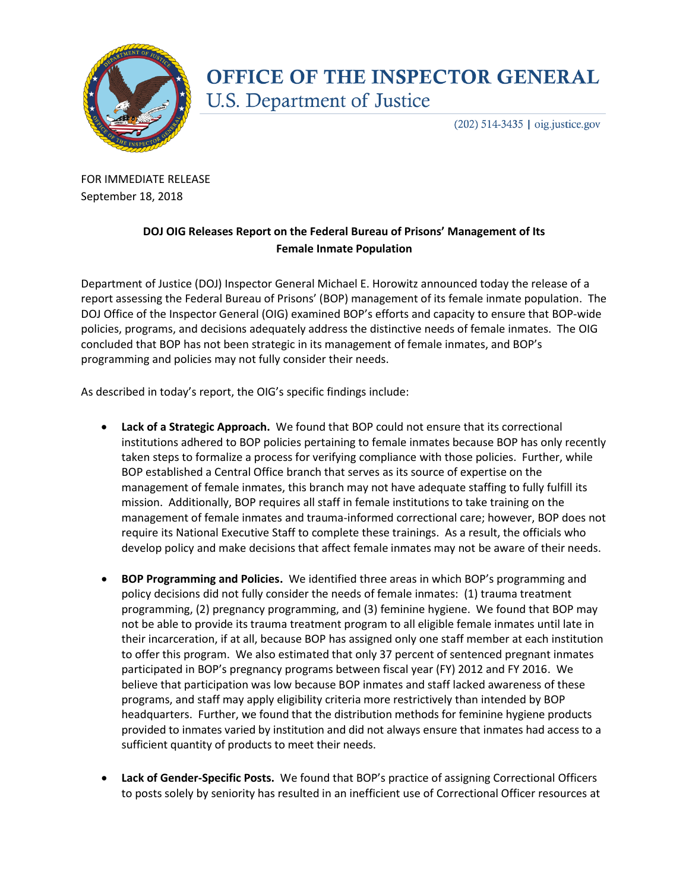# OFFICE OF THE INSPECTOR GENERAL

U.S. Department of Justice

(202) 514-3435 | oig.justice.gov

FOR IMMEDIATE RELEASE
September 18, 2018

**DOJ OIG Releases Report on the Federal Bureau of Prisons' Management of Its Female Inmate Population**

Department of Justice (DOJ) Inspector General Michael E. Horowitz announced today the release of a report assessing the Federal Bureau of Prisons' (BOP) management of its female inmate population. The DOJ Office of the Inspector General (OIG) examined BOP's efforts and capacity to ensure that BOP-wide policies, programs, and decisions adequately address the distinctive needs of female inmates. The OIG concluded that BOP has not been strategic in its management of female inmates, and BOP's programming and policies may not fully consider their needs.

As described in today's report, the OIG's specific findings include:

- **Lack of a Strategic Approach.** We found that BOP could not ensure that its correctional institutions adhered to BOP policies pertaining to female inmates because BOP has only recently taken steps to formalize a process for verifying compliance with those policies. Further, while BOP established a Central Office branch that serves as its source of expertise on the management of female inmates, this branch may not have adequate staffing to fully fulfill its mission. Additionally, BOP requires all staff in female institutions to take training on the management of female inmates and trauma-informed correctional care; however, BOP does not require its National Executive Staff to complete these trainings. As a result, the officials who develop policy and make decisions that affect female inmates may not be aware of their needs.

- **BOP Programming and Policies.** We identified three areas in which BOP's programming and policy decisions did not fully consider the needs of female inmates: (1) trauma treatment programming, (2) pregnancy programming, and (3) feminine hygiene. We found that BOP may not be able to provide its trauma treatment program to all eligible female inmates until late in their incarceration, if at all, because BOP has assigned only one staff member at each institution to offer this program. We also estimated that only 37 percent of sentenced pregnant inmates participated in BOP's pregnancy programs between fiscal year (FY) 2012 and FY 2016. We believe that participation was low because BOP inmates and staff lacked awareness of these programs, and staff may apply eligibility criteria more restrictively than intended by BOP headquarters. Further, we found that the distribution methods for feminine hygiene products provided to inmates varied by institution and did not always ensure that inmates had access to a sufficient quantity of products to meet their needs.

- **Lack of Gender-Specific Posts.** We found that BOP's practice of assigning Correctional Officers to posts solely by seniority has resulted in an inefficient use of Correctional Officer resources at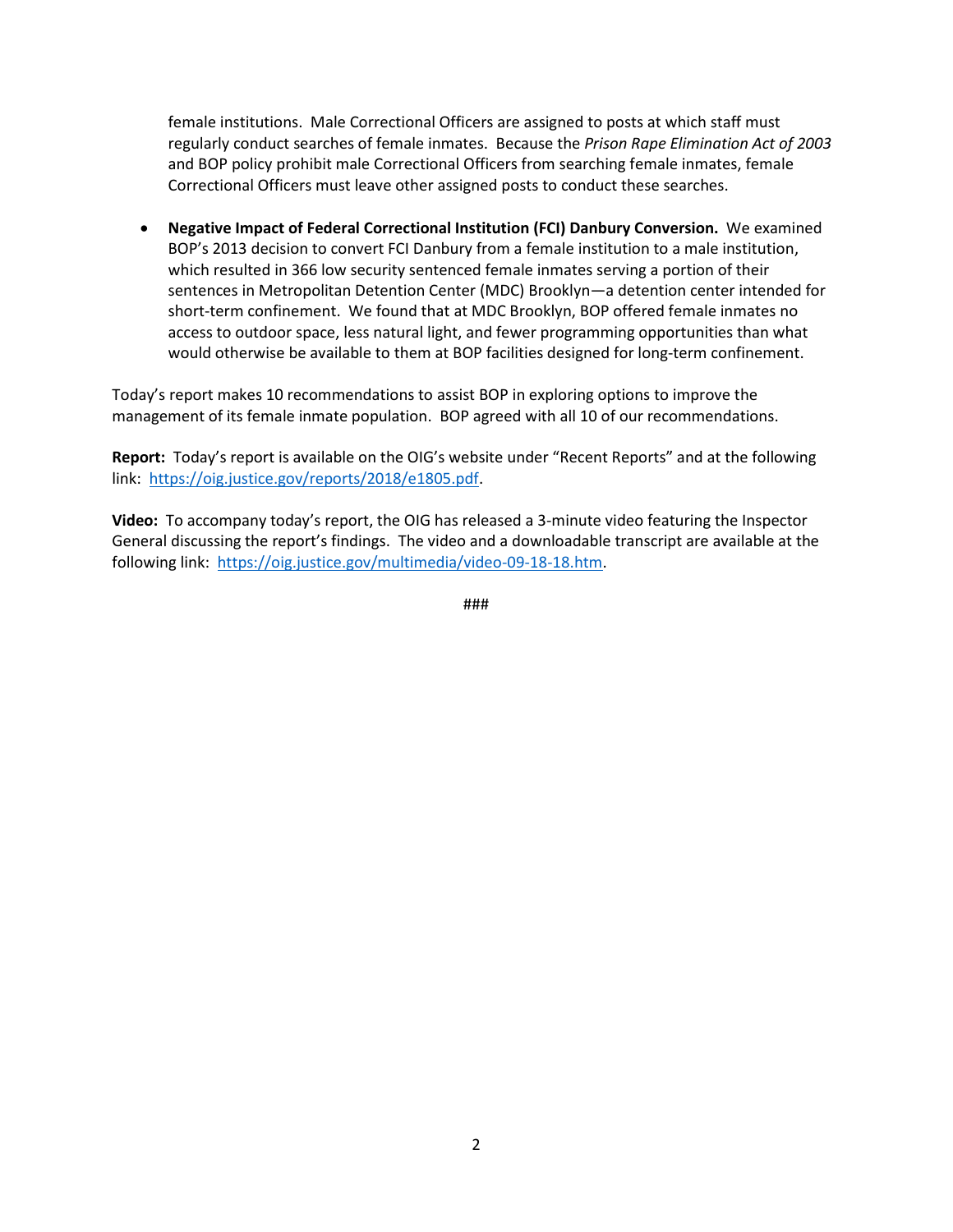female institutions. Male Correctional Officers are assigned to posts at which staff must regularly conduct searches of female inmates. Because the *Prison Rape Elimination Act of 2003* and BOP policy prohibit male Correctional Officers from searching female inmates, female Correctional Officers must leave other assigned posts to conduct these searches.

- **Negative Impact of Federal Correctional Institution (FCI) Danbury Conversion.** We examined BOP's 2013 decision to convert FCI Danbury from a female institution to a male institution, which resulted in 366 low security sentenced female inmates serving a portion of their sentences in Metropolitan Detention Center (MDC) Brooklyn—a detention center intended for short-term confinement. We found that at MDC Brooklyn, BOP offered female inmates no access to outdoor space, less natural light, and fewer programming opportunities than what would otherwise be available to them at BOP facilities designed for long-term confinement.

Today's report makes 10 recommendations to assist BOP in exploring options to improve the management of its female inmate population. BOP agreed with all 10 of our recommendations.

**Report:** Today's report is available on the OIG's website under "Recent Reports" and at the following link: https://oig.justice.gov/reports/2018/e1805.pdf.

**Video:** To accompany today's report, the OIG has released a 3-minute video featuring the Inspector General discussing the report's findings. The video and a downloadable transcript are available at the following link: https://oig.justice.gov/multimedia/video-09-18-18.htm.

###